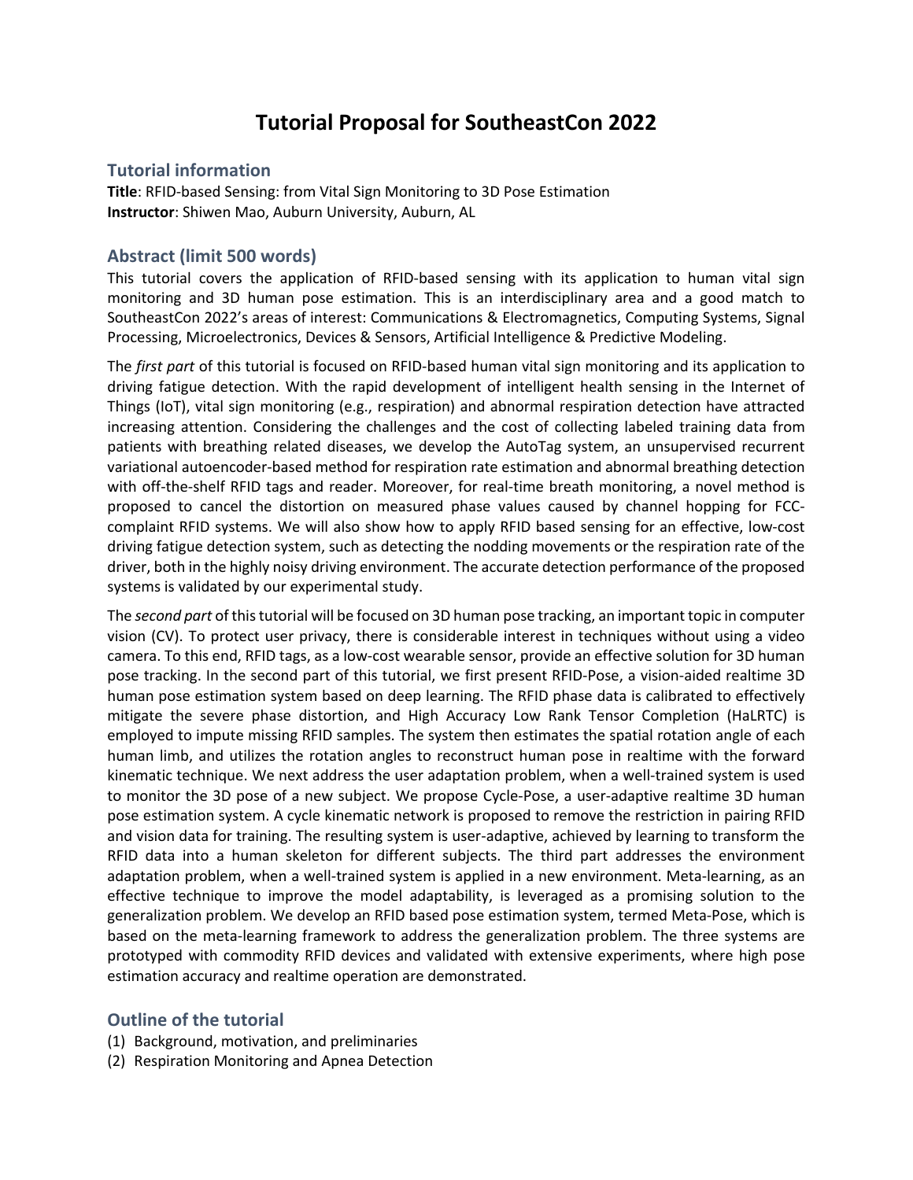# Tutorial Proposal for SoutheastCon 2022

## Tutorial information

**Title**: RFID-based Sensing: from Vital Sign Monitoring to 3D Pose Estimation
**Instructor**: Shiwen Mao, Auburn University, Auburn, AL

## Abstract (limit 500 words)

This tutorial covers the application of RFID-based sensing with its application to human vital sign monitoring and 3D human pose estimation. This is an interdisciplinary area and a good match to SoutheastCon 2022's areas of interest: Communications & Electromagnetics, Computing Systems, Signal Processing, Microelectronics, Devices & Sensors, Artificial Intelligence & Predictive Modeling.

The *first part* of this tutorial is focused on RFID-based human vital sign monitoring and its application to driving fatigue detection. With the rapid development of intelligent health sensing in the Internet of Things (IoT), vital sign monitoring (e.g., respiration) and abnormal respiration detection have attracted increasing attention. Considering the challenges and the cost of collecting labeled training data from patients with breathing related diseases, we develop the AutoTag system, an unsupervised recurrent variational autoencoder-based method for respiration rate estimation and abnormal breathing detection with off-the-shelf RFID tags and reader. Moreover, for real-time breath monitoring, a novel method is proposed to cancel the distortion on measured phase values caused by channel hopping for FCC-complaint RFID systems. We will also show how to apply RFID based sensing for an effective, low-cost driving fatigue detection system, such as detecting the nodding movements or the respiration rate of the driver, both in the highly noisy driving environment. The accurate detection performance of the proposed systems is validated by our experimental study.

The *second part* of this tutorial will be focused on 3D human pose tracking, an important topic in computer vision (CV). To protect user privacy, there is considerable interest in techniques without using a video camera. To this end, RFID tags, as a low-cost wearable sensor, provide an effective solution for 3D human pose tracking. In the second part of this tutorial, we first present RFID-Pose, a vision-aided realtime 3D human pose estimation system based on deep learning. The RFID phase data is calibrated to effectively mitigate the severe phase distortion, and High Accuracy Low Rank Tensor Completion (HaLRTC) is employed to impute missing RFID samples. The system then estimates the spatial rotation angle of each human limb, and utilizes the rotation angles to reconstruct human pose in realtime with the forward kinematic technique. We next address the user adaptation problem, when a well-trained system is used to monitor the 3D pose of a new subject. We propose Cycle-Pose, a user-adaptive realtime 3D human pose estimation system. A cycle kinematic network is proposed to remove the restriction in pairing RFID and vision data for training. The resulting system is user-adaptive, achieved by learning to transform the RFID data into a human skeleton for different subjects. The third part addresses the environment adaptation problem, when a well-trained system is applied in a new environment. Meta-learning, as an effective technique to improve the model adaptability, is leveraged as a promising solution to the generalization problem. We develop an RFID based pose estimation system, termed Meta-Pose, which is based on the meta-learning framework to address the generalization problem. The three systems are prototyped with commodity RFID devices and validated with extensive experiments, where high pose estimation accuracy and realtime operation are demonstrated.

## Outline of the tutorial

(1) Background, motivation, and preliminaries
(2) Respiration Monitoring and Apnea Detection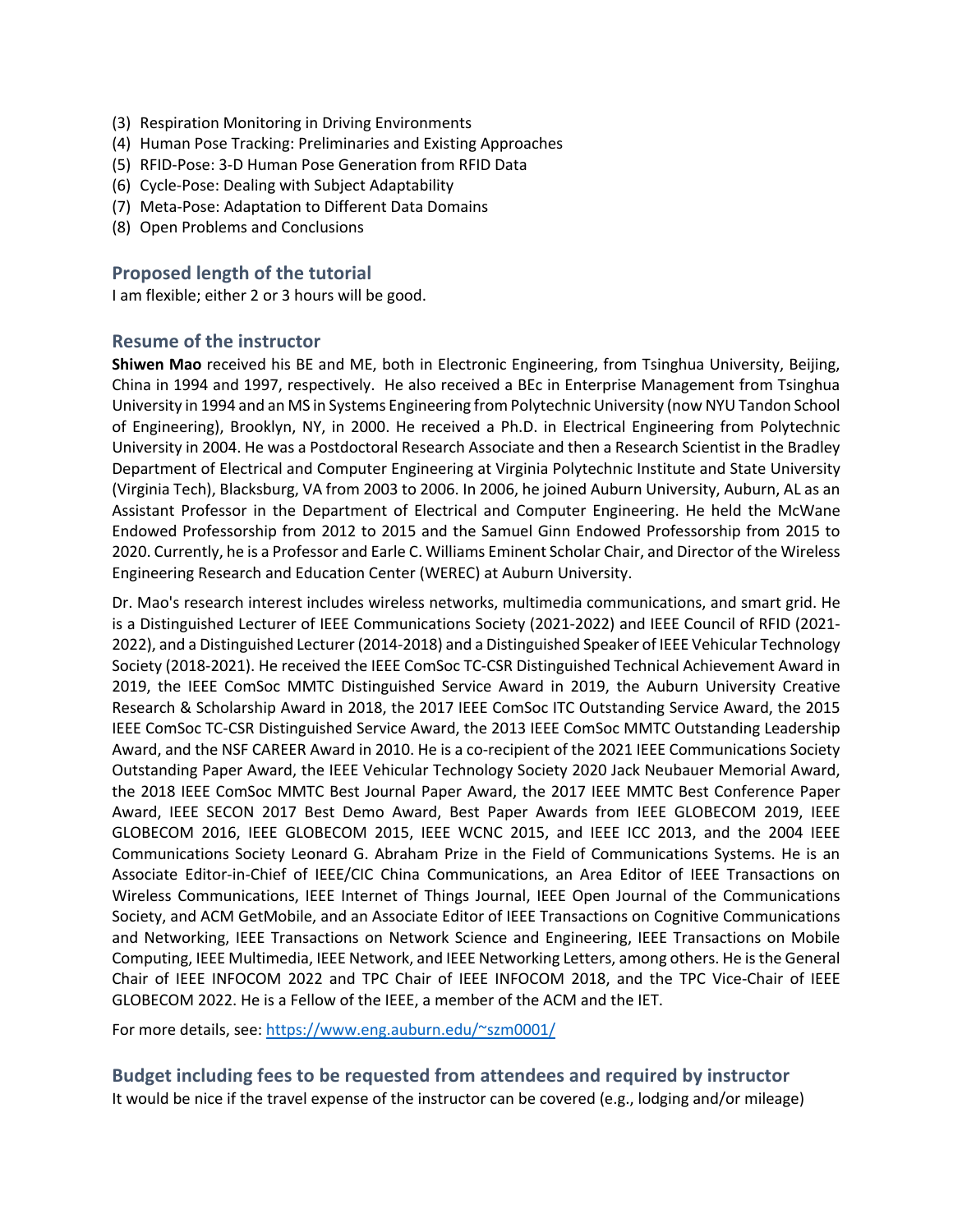(3) Respiration Monitoring in Driving Environments
(4) Human Pose Tracking: Preliminaries and Existing Approaches
(5) RFID-Pose: 3-D Human Pose Generation from RFID Data
(6) Cycle-Pose: Dealing with Subject Adaptability
(7) Meta-Pose: Adaptation to Different Data Domains
(8) Open Problems and Conclusions

## Proposed length of the tutorial

I am flexible; either 2 or 3 hours will be good.

## Resume of the instructor

**Shiwen Mao** received his BE and ME, both in Electronic Engineering, from Tsinghua University, Beijing, China in 1994 and 1997, respectively. He also received a BEc in Enterprise Management from Tsinghua University in 1994 and an MS in Systems Engineering from Polytechnic University (now NYU Tandon School of Engineering), Brooklyn, NY, in 2000. He received a Ph.D. in Electrical Engineering from Polytechnic University in 2004. He was a Postdoctoral Research Associate and then a Research Scientist in the Bradley Department of Electrical and Computer Engineering at Virginia Polytechnic Institute and State University (Virginia Tech), Blacksburg, VA from 2003 to 2006. In 2006, he joined Auburn University, Auburn, AL as an Assistant Professor in the Department of Electrical and Computer Engineering. He held the McWane Endowed Professorship from 2012 to 2015 and the Samuel Ginn Endowed Professorship from 2015 to 2020. Currently, he is a Professor and Earle C. Williams Eminent Scholar Chair, and Director of the Wireless Engineering Research and Education Center (WEREC) at Auburn University.

Dr. Mao's research interest includes wireless networks, multimedia communications, and smart grid. He is a Distinguished Lecturer of IEEE Communications Society (2021-2022) and IEEE Council of RFID (2021-2022), and a Distinguished Lecturer (2014-2018) and a Distinguished Speaker of IEEE Vehicular Technology Society (2018-2021). He received the IEEE ComSoc TC-CSR Distinguished Technical Achievement Award in 2019, the IEEE ComSoc MMTC Distinguished Service Award in 2019, the Auburn University Creative Research & Scholarship Award in 2018, the 2017 IEEE ComSoc ITC Outstanding Service Award, the 2015 IEEE ComSoc TC-CSR Distinguished Service Award, the 2013 IEEE ComSoc MMTC Outstanding Leadership Award, and the NSF CAREER Award in 2010. He is a co-recipient of the 2021 IEEE Communications Society Outstanding Paper Award, the IEEE Vehicular Technology Society 2020 Jack Neubauer Memorial Award, the 2018 IEEE ComSoc MMTC Best Journal Paper Award, the 2017 IEEE MMTC Best Conference Paper Award, IEEE SECON 2017 Best Demo Award, Best Paper Awards from IEEE GLOBECOM 2019, IEEE GLOBECOM 2016, IEEE GLOBECOM 2015, IEEE WCNC 2015, and IEEE ICC 2013, and the 2004 IEEE Communications Society Leonard G. Abraham Prize in the Field of Communications Systems. He is an Associate Editor-in-Chief of IEEE/CIC China Communications, an Area Editor of IEEE Transactions on Wireless Communications, IEEE Internet of Things Journal, IEEE Open Journal of the Communications Society, and ACM GetMobile, and an Associate Editor of IEEE Transactions on Cognitive Communications and Networking, IEEE Transactions on Network Science and Engineering, IEEE Transactions on Mobile Computing, IEEE Multimedia, IEEE Network, and IEEE Networking Letters, among others. He is the General Chair of IEEE INFOCOM 2022 and TPC Chair of IEEE INFOCOM 2018, and the TPC Vice-Chair of IEEE GLOBECOM 2022. He is a Fellow of the IEEE, a member of the ACM and the IET.

For more details, see: https://www.eng.auburn.edu/~szm0001/

## Budget including fees to be requested from attendees and required by instructor

It would be nice if the travel expense of the instructor can be covered (e.g., lodging and/or mileage)